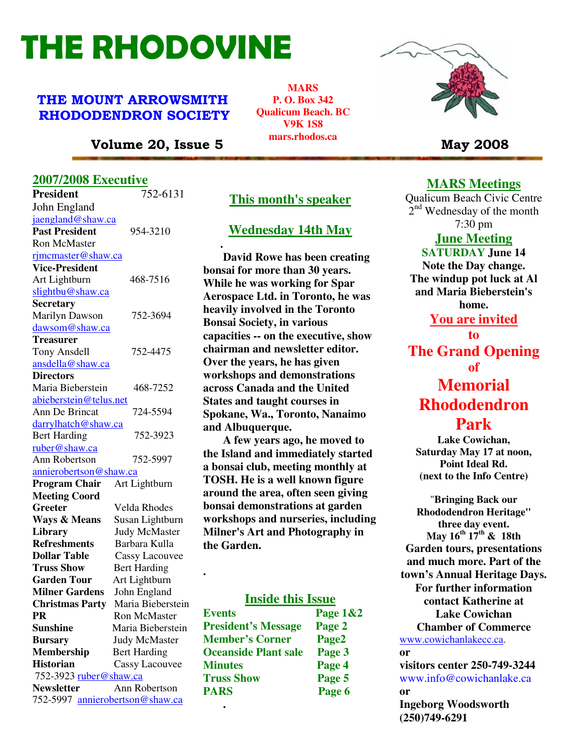# THE RHODOVINE

## THE MOUNT ARROWSMITH RHODODENDRON SOCIETY

**MARS**
**P. O. Box 342**
**Qualicum Beach. BC**
**V9K 1S8**
**mars.rhodos.ca**

**Volume 20, Issue 5** **May 2008**

## 2007/2008 Executive

**President** 752-6131
John England
jaengland@shaw.ca

**Past President** 954-3210
Ron McMaster
rjmcmaster@shaw.ca

**Vice-President**
Art Lightburn 468-7516
slightbu@shaw.ca

**Secretary**
Marilyn Dawson 752-3694
dawsom@shaw.ca

**Treasurer**
Tony Ansdell 752-4475
ansdella@shaw.ca

**Directors**
Maria Bieberstein 468-7252
abieberstein@telus.net
Ann De Brincat 724-5594
darrylhatch@shaw.ca
Bert Harding 752-3923
ruber@shaw.ca
Ann Robertson 752-5997
annierobertson@shaw.ca

**Program Chair** Art Lightburn
**Meeting Coord**
**Greeter** Velda Rhodes
**Ways & Means** Susan Lightburn
**Library** Judy McMaster
**Refreshments** Barbara Kulla
**Dollar Table** Cassy Lacouvee
**Truss Show** Bert Harding
**Garden Tour** Art Lightburn
**Milner Gardens** John England
**Christmas Party** Maria Bieberstein
**PR** Ron McMaster
**Sunshine** Maria Bieberstein
**Bursary** Judy McMaster
**Membership** Bert Harding
**Historian** Cassy Lacouvee
752-3923 ruber@shaw.ca
**Newsletter** Ann Robertson
752-5997 annierobertson@shaw.ca

## This month's speaker

## Wednesday 14th May

**David Rowe has been creating bonsai for more than 30 years. While he was working for Spar Aerospace Ltd. in Toronto, he was heavily involved in the Toronto Bonsai Society, in various capacities -- on the executive, show chairman and newsletter editor. Over the years, he has given workshops and demonstrations across Canada and the United States and taught courses in Spokane, Wa., Toronto, Nanaimo and Albuquerque.**

**A few years ago, he moved to the Island and immediately started a bonsai club, meeting monthly at TOSH. He is a well known figure around the area, often seen giving bonsai demonstrations at garden workshops and nurseries, including Milner's Art and Photography in the Garden.**

## Inside this Issue

| | |
|---|---|
| Events | Page 1&2 |
| President's Message | Page 2 |
| Member's Corner | Page2 |
| Oceanside Plant sale | Page 3 |
| Minutes | Page 4 |
| Truss Show | Page 5 |
| PARS | Page 6 |

## MARS Meetings

Qualicum Beach Civic Centre
2nd Wednesday of the month
7:30 pm

## June Meeting

**SATURDAY June 14**
**Note the Day change.**
**The windup pot luck at Al and Maria Bieberstein's home.**

## You are invited to The Grand Opening of Memorial Rhododendron Park

**Lake Cowichan,**
**Saturday May 17 at noon,**
**Point Ideal Rd.**
**(next to the Info Centre)**

**"Bringing Back our Rhododendron Heritage" three day event.**
**May 16th 17th & 18th**
**Garden tours, presentations and much more. Part of the town's Annual Heritage Days. For further information contact Katherine at Lake Cowichan Chamber of Commerce**
www.cowichanlakecc.ca.
**or**
**visitors center 250-749-3244**
www.info@cowichanlake.ca
**or**
**Ingeborg Woodsworth**
**(250)749-6291**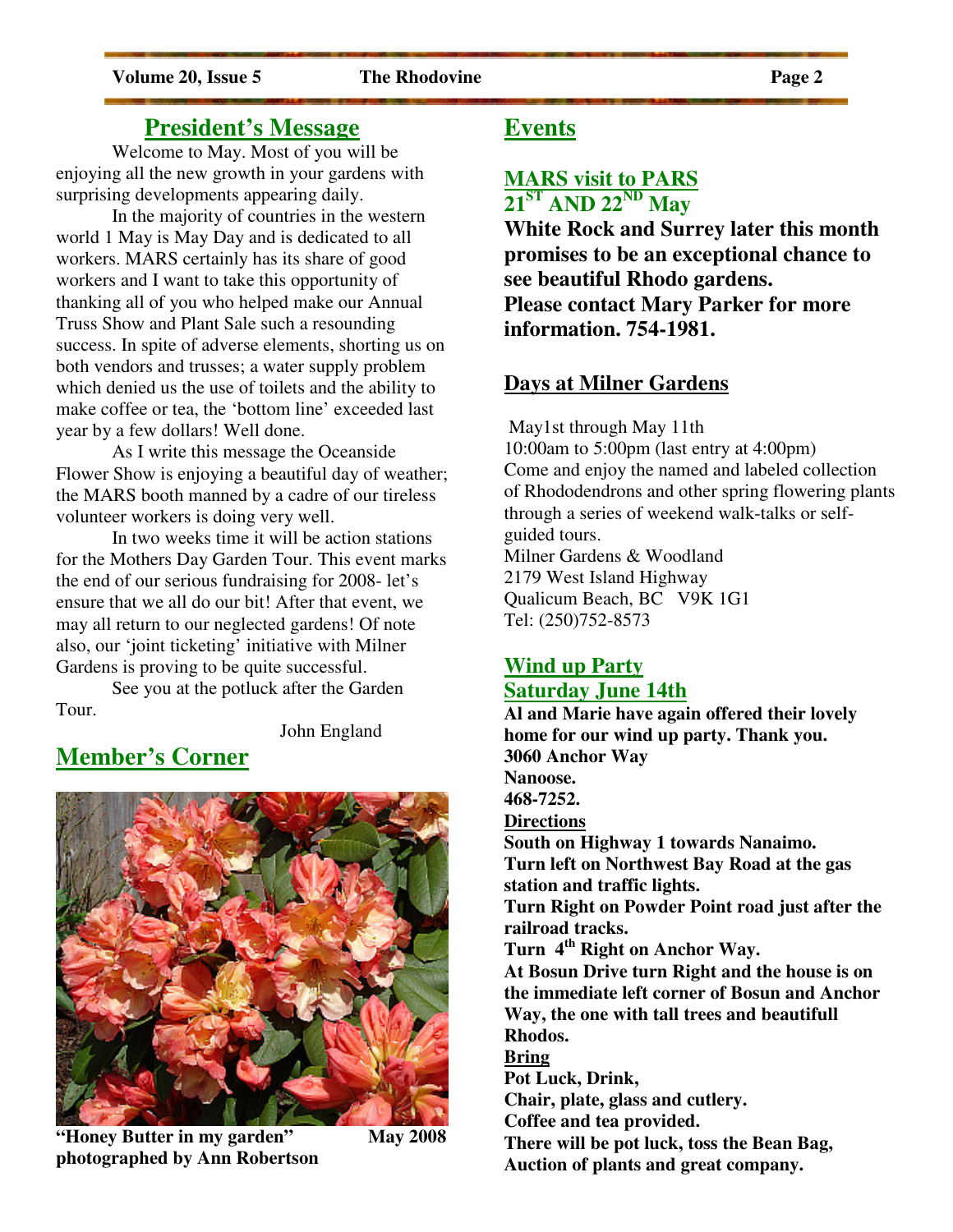## President's Message

Welcome to May. Most of you will be enjoying all the new growth in your gardens with surprising developments appearing daily.

In the majority of countries in the western world 1 May is May Day and is dedicated to all workers. MARS certainly has its share of good workers and I want to take this opportunity of thanking all of you who helped make our Annual Truss Show and Plant Sale such a resounding success. In spite of adverse elements, shorting us on both vendors and trusses; a water supply problem which denied us the use of toilets and the ability to make coffee or tea, the 'bottom line' exceeded last year by a few dollars! Well done.

As I write this message the Oceanside Flower Show is enjoying a beautiful day of weather; the MARS booth manned by a cadre of our tireless volunteer workers is doing very well.

In two weeks time it will be action stations for the Mothers Day Garden Tour. This event marks the end of our serious fundraising for 2008- let's ensure that we all do our bit! After that event, we may all return to our neglected gardens! Of note also, our 'joint ticketing' initiative with Milner Gardens is proving to be quite successful.

See you at the potluck after the Garden Tour.

John England

## Member's Corner

**"Honey Butter in my garden"** **May 2008**
**photographed by Ann Robertson**

## Events

### MARS visit to PARS
### 21ST AND 22ND May

**White Rock and Surrey later this month promises to be an exceptional chance to see beautiful Rhodo gardens.**
**Please contact Mary Parker for more information. 754-1981.**

### Days at Milner Gardens

May1st through May 11th
10:00am to 5:00pm (last entry at 4:00pm)
Come and enjoy the named and labeled collection of Rhododendrons and other spring flowering plants through a series of weekend walk-talks or self-guided tours.
Milner Gardens & Woodland
2179 West Island Highway
Qualicum Beach, BC V9K 1G1
Tel: (250)752-8573

### Wind up Party
### Saturday June 14th

**Al and Marie have again offered their lovely home for our wind up party. Thank you.**
**3060 Anchor Way**
**Nanoose.**
**468-7252.**

**Directions**
**South on Highway 1 towards Nanaimo.**
**Turn left on Northwest Bay Road at the gas station and traffic lights.**
**Turn Right on Powder Point road just after the railroad tracks.**
**Turn 4th Right on Anchor Way.**
**At Bosun Drive turn Right and the house is on the immediate left corner of Bosun and Anchor Way, the one with tall trees and beautifull Rhodos.**

**Bring**
**Pot Luck, Drink,**
**Chair, plate, glass and cutlery.**
**Coffee and tea provided.**
**There will be pot luck, toss the Bean Bag, Auction of plants and great company.**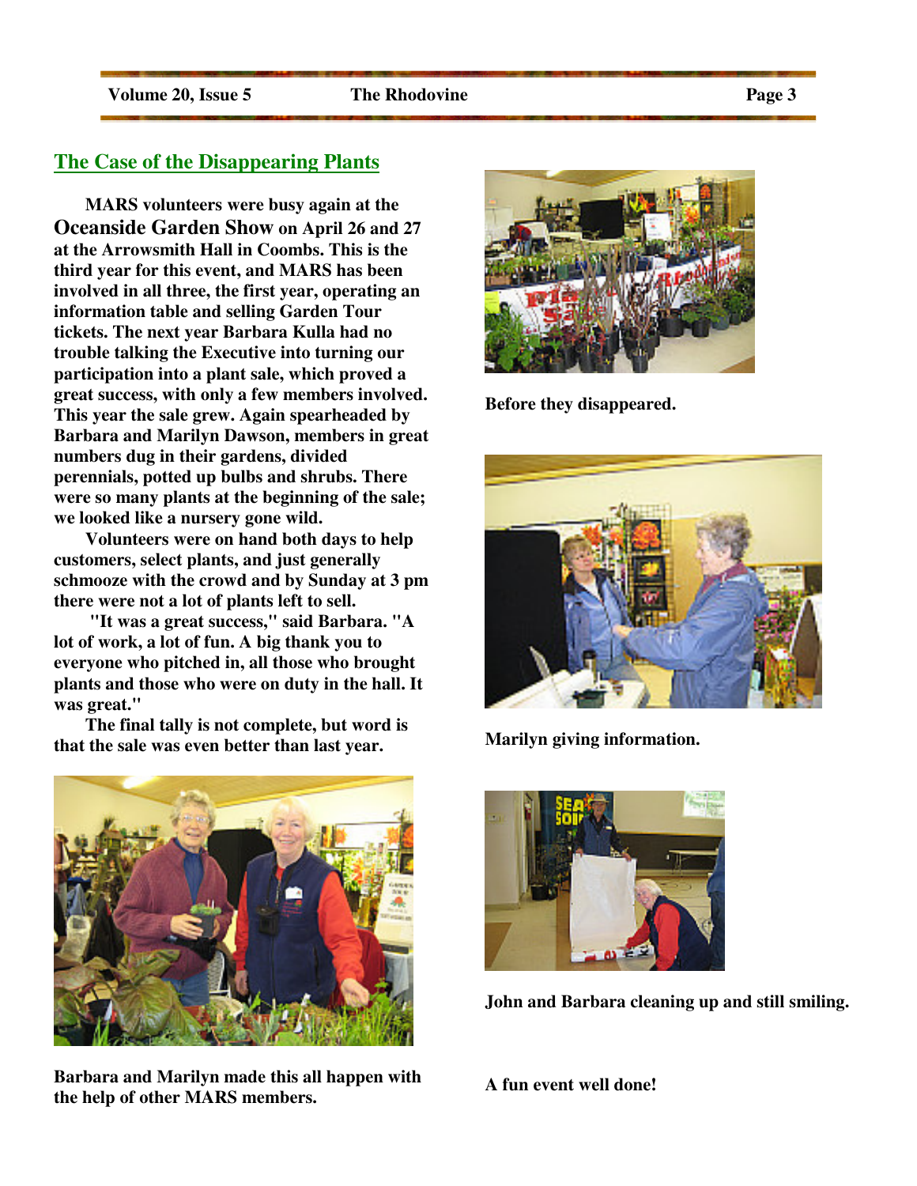## The Case of the Disappearing Plants

**MARS volunteers were busy again at the Oceanside Garden Show on April 26 and 27 at the Arrowsmith Hall in Coombs. This is the third year for this event, and MARS has been involved in all three, the first year, operating an information table and selling Garden Tour tickets. The next year Barbara Kulla had no trouble talking the Executive into turning our participation into a plant sale, which proved a great success, with only a few members involved. This year the sale grew. Again spearheaded by Barbara and Marilyn Dawson, members in great numbers dug in their gardens, divided perennials, potted up bulbs and shrubs. There were so many plants at the beginning of the sale; we looked like a nursery gone wild.**

**Volunteers were on hand both days to help customers, select plants, and just generally schmooze with the crowd and by Sunday at 3 pm there were not a lot of plants left to sell.**

**"It was a great success," said Barbara. "A lot of work, a lot of fun. A big thank you to everyone who pitched in, all those who brought plants and those who were on duty in the hall. It was great."**

**The final tally is not complete, but word is that the sale was even better than last year.**

**Barbara and Marilyn made this all happen with the help of other MARS members.**

**Before they disappeared.**

**Marilyn giving information.**

**John and Barbara cleaning up and still smiling.**

**A fun event well done!**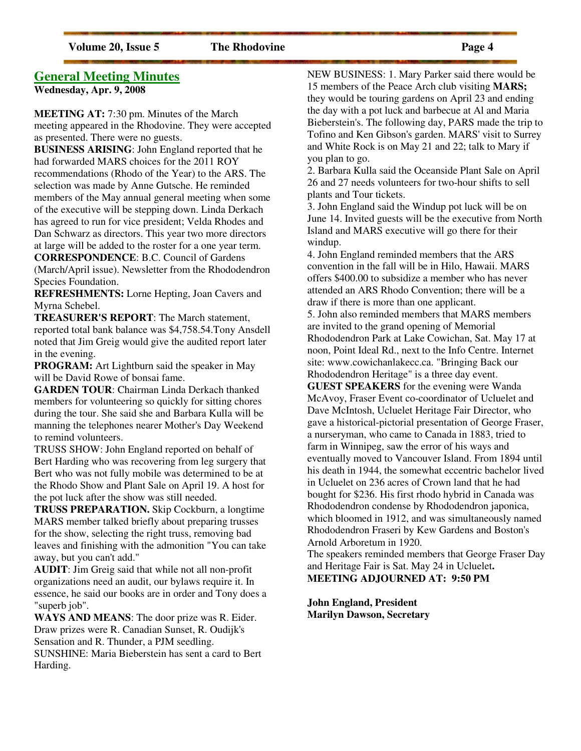## General Meeting Minutes

**Wednesday, Apr. 9, 2008**

**MEETING AT:** 7:30 pm. Minutes of the March meeting appeared in the Rhodovine. They were accepted as presented. There were no guests.

**BUSINESS ARISING**: John England reported that he had forwarded MARS choices for the 2011 ROY recommendations (Rhodo of the Year) to the ARS. The selection was made by Anne Gutsche. He reminded members of the May annual general meeting when some of the executive will be stepping down. Linda Derkach has agreed to run for vice president; Velda Rhodes and Dan Schwarz as directors. This year two more directors at large will be added to the roster for a one year term.

**CORRESPONDENCE**: B.C. Council of Gardens (March/April issue). Newsletter from the Rhododendron Species Foundation.

**REFRESHMENTS:** Lorne Hepting, Joan Cavers and Myrna Schebel.

**TREASURER'S REPORT**: The March statement, reported total bank balance was $4,758.54.Tony Ansdell noted that Jim Greig would give the audited report later in the evening.

**PROGRAM:** Art Lightburn said the speaker in May will be David Rowe of bonsai fame.

**GARDEN TOUR**: Chairman Linda Derkach thanked members for volunteering so quickly for sitting chores during the tour. She said she and Barbara Kulla will be manning the telephones nearer Mother's Day Weekend to remind volunteers.

TRUSS SHOW: John England reported on behalf of Bert Harding who was recovering from leg surgery that Bert who was not fully mobile was determined to be at the Rhodo Show and Plant Sale on April 19. A host for the pot luck after the show was still needed.

**TRUSS PREPARATION.** Skip Cockburn, a longtime MARS member talked briefly about preparing trusses for the show, selecting the right truss, removing bad leaves and finishing with the admonition "You can take away, but you can't add."

**AUDIT**: Jim Greig said that while not all non-profit organizations need an audit, our bylaws require it. In essence, he said our books are in order and Tony does a "superb job".

**WAYS AND MEANS**: The door prize was R. Eider. Draw prizes were R. Canadian Sunset, R. Oudijk's Sensation and R. Thunder, a PJM seedling.

SUNSHINE: Maria Bieberstein has sent a card to Bert Harding.

NEW BUSINESS: 1. Mary Parker said there would be 15 members of the Peace Arch club visiting **MARS;** they would be touring gardens on April 23 and ending the day with a pot luck and barbecue at Al and Maria Bieberstein's. The following day, PARS made the trip to Tofino and Ken Gibson's garden. MARS' visit to Surrey and White Rock is on May 21 and 22; talk to Mary if you plan to go.

2. Barbara Kulla said the Oceanside Plant Sale on April 26 and 27 needs volunteers for two-hour shifts to sell plants and Tour tickets.

3. John England said the Windup pot luck will be on June 14. Invited guests will be the executive from North Island and MARS executive will go there for their windup.

4. John England reminded members that the ARS convention in the fall will be in Hilo, Hawaii. MARS offers $400.00 to subsidize a member who has never attended an ARS Rhodo Convention; there will be a draw if there is more than one applicant.

5. John also reminded members that MARS members are invited to the grand opening of Memorial Rhododendron Park at Lake Cowichan, Sat. May 17 at noon, Point Ideal Rd., next to the Info Centre. Internet site: www.cowichanlakecc.ca. "Bringing Back our Rhododendron Heritage" is a three day event.

**GUEST SPEAKERS** for the evening were Wanda McAvoy, Fraser Event co-coordinator of Ucluelet and Dave McIntosh, Ucluelet Heritage Fair Director, who gave a historical-pictorial presentation of George Fraser, a nurseryman, who came to Canada in 1883, tried to farm in Winnipeg, saw the error of his ways and eventually moved to Vancouver Island. From 1894 until his death in 1944, the somewhat eccentric bachelor lived in Ucluelet on 236 acres of Crown land that he had bought for $236. His first rhodo hybrid in Canada was Rhododendron condense by Rhododendron japonica, which bloomed in 1912, and was simultaneously named Rhododendron Fraseri by Kew Gardens and Boston's Arnold Arboretum in 1920.

The speakers reminded members that George Fraser Day and Heritage Fair is Sat. May 24 in Ucluelet**.**

**MEETING ADJOURNED AT: 9:50 PM**

**John England, President**
**Marilyn Dawson, Secretary**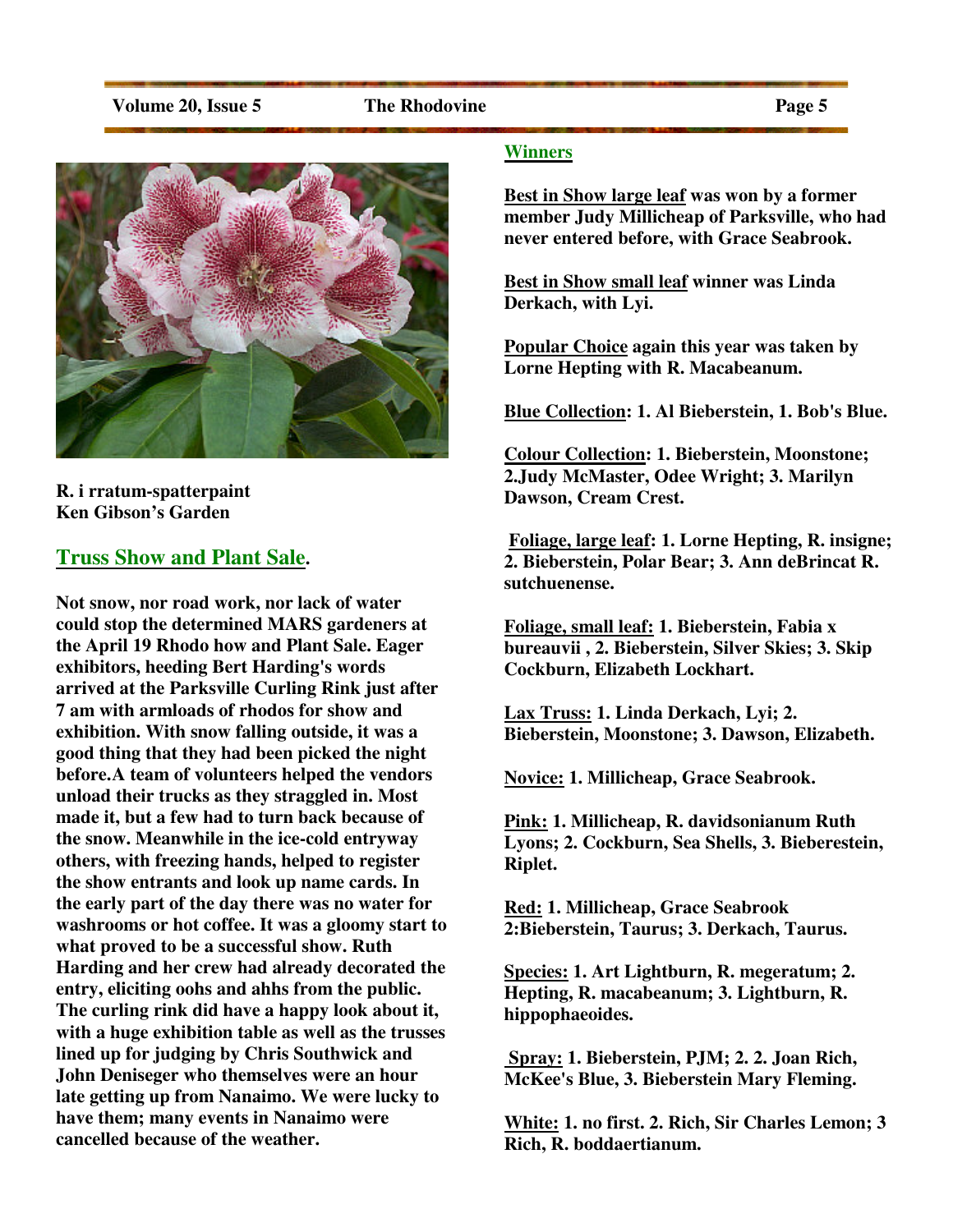R. i rratum-spatterpaint
Ken Gibson's Garden

## Truss Show and Plant Sale.

**Not snow, nor road work, nor lack of water could stop the determined MARS gardeners at the April 19 Rhodo how and Plant Sale. Eager exhibitors, heeding Bert Harding's words arrived at the Parksville Curling Rink just after 7 am with armloads of rhodos for show and exhibition. With snow falling outside, it was a good thing that they had been picked the night before.A team of volunteers helped the vendors unload their trucks as they straggled in. Most made it, but a few had to turn back because of the snow. Meanwhile in the ice-cold entryway others, with freezing hands, helped to register the show entrants and look up name cards. In the early part of the day there was no water for washrooms or hot coffee. It was a gloomy start to what proved to be a successful show. Ruth Harding and her crew had already decorated the entry, eliciting oohs and ahhs from the public. The curling rink did have a happy look about it, with a huge exhibition table as well as the trusses lined up for judging by Chris Southwick and John Deniseger who themselves were an hour late getting up from Nanaimo. We were lucky to have them; many events in Nanaimo were cancelled because of the weather.**

### Winners

**Best in Show large leaf was won by a former member Judy Millicheap of Parksville, who had never entered before, with Grace Seabrook.**

**Best in Show small leaf winner was Linda Derkach, with Lyi.**

**Popular Choice again this year was taken by Lorne Hepting with R. Macabeanum.**

**Blue Collection: 1. Al Bieberstein, 1. Bob's Blue.**

**Colour Collection: 1. Bieberstein, Moonstone; 2.Judy McMaster, Odee Wright; 3. Marilyn Dawson, Cream Crest.**

**Foliage, large leaf: 1. Lorne Hepting, R. insigne; 2. Bieberstein, Polar Bear; 3. Ann deBrincat R. sutchuenense.**

**Foliage, small leaf: 1. Bieberstein, Fabia x bureauvii , 2. Bieberstein, Silver Skies; 3. Skip Cockburn, Elizabeth Lockhart.**

**Lax Truss: 1. Linda Derkach, Lyi; 2. Bieberstein, Moonstone; 3. Dawson, Elizabeth.**

**Novice: 1. Millicheap, Grace Seabrook.**

**Pink: 1. Millicheap, R. davidsonianum Ruth Lyons; 2. Cockburn, Sea Shells, 3. Bieberestein, Riplet.**

**Red: 1. Millicheap, Grace Seabrook 2:Bieberstein, Taurus; 3. Derkach, Taurus.**

**Species: 1. Art Lightburn, R. megeratum; 2. Hepting, R. macabeanum; 3. Lightburn, R. hippophaeoides.**

**Spray: 1. Bieberstein, PJM; 2. 2. Joan Rich, McKee's Blue, 3. Bieberstein Mary Fleming.**

**White: 1. no first. 2. Rich, Sir Charles Lemon; 3 Rich, R. boddaertianum.**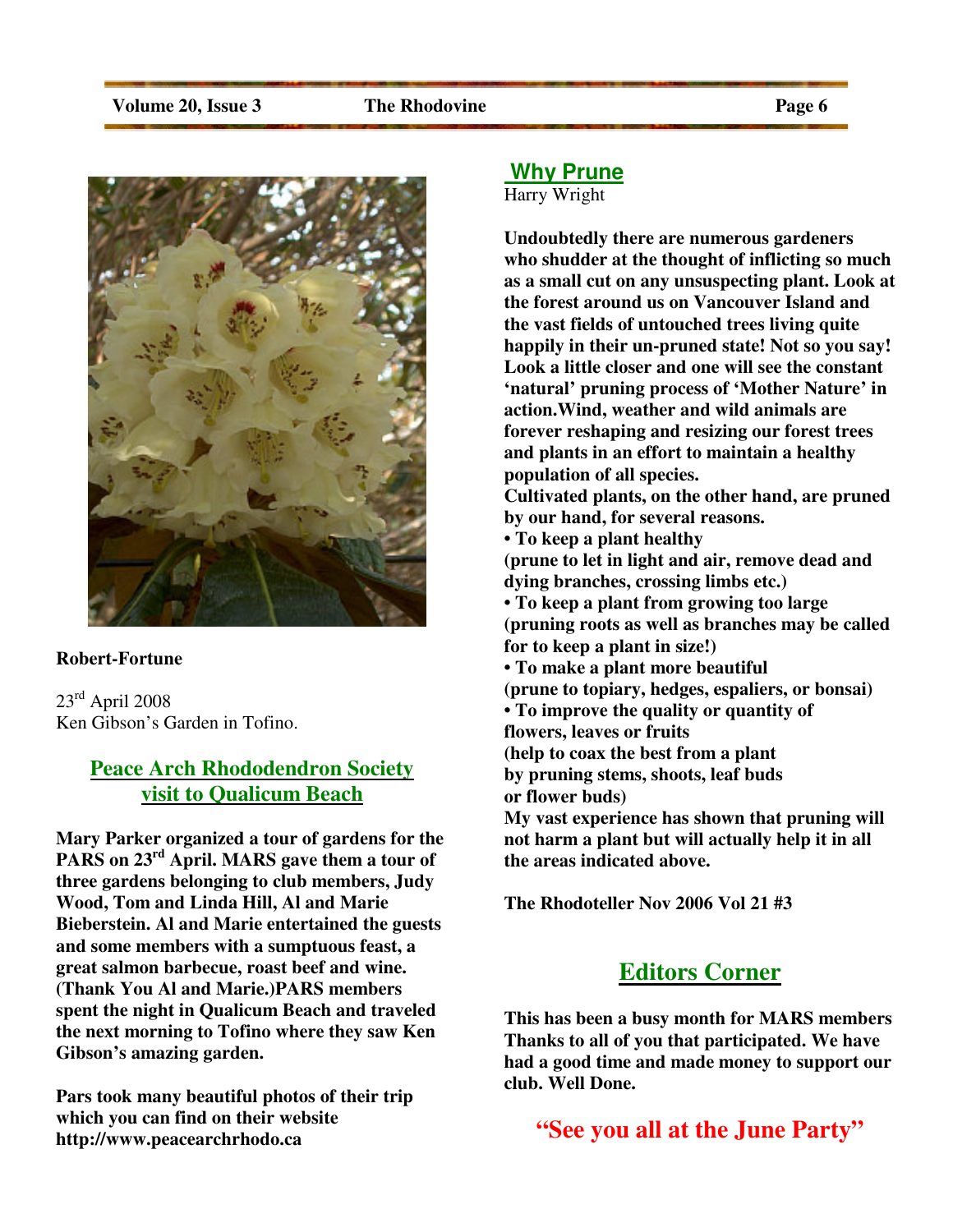**Robert-Fortune**

23rd April 2008
Ken Gibson's Garden in Tofino.

## Peace Arch Rhododendron Society visit to Qualicum Beach

**Mary Parker organized a tour of gardens for the PARS on 23rd April. MARS gave them a tour of three gardens belonging to club members, Judy Wood, Tom and Linda Hill, Al and Marie Bieberstein. Al and Marie entertained the guests and some members with a sumptuous feast, a great salmon barbecue, roast beef and wine. (Thank You Al and Marie.)PARS members spent the night in Qualicum Beach and traveled the next morning to Tofino where they saw Ken Gibson's amazing garden.**

**Pars took many beautiful photos of their trip which you can find on their website http://www.peacearchrhodo.ca**

## Why Prune

Harry Wright

**Undoubtedly there are numerous gardeners who shudder at the thought of inflicting so much as a small cut on any unsuspecting plant. Look at the forest around us on Vancouver Island and the vast fields of untouched trees living quite happily in their un-pruned state! Not so you say! Look a little closer and one will see the constant 'natural' pruning process of 'Mother Nature' in action.Wind, weather and wild animals are forever reshaping and resizing our forest trees and plants in an effort to maintain a healthy population of all species.**

**Cultivated plants, on the other hand, are pruned by our hand, for several reasons.**

- **To keep a plant healthy**
  **(prune to let in light and air, remove dead and dying branches, crossing limbs etc.)**
- **To keep a plant from growing too large**
  **(pruning roots as well as branches may be called for to keep a plant in size!)**
- **To make a plant more beautiful**
  **(prune to topiary, hedges, espaliers, or bonsai)**
- **To improve the quality or quantity of flowers, leaves or fruits**
  **(help to coax the best from a plant by pruning stems, shoots, leaf buds or flower buds)**

**My vast experience has shown that pruning will not harm a plant but will actually help it in all the areas indicated above.**

**The Rhodoteller Nov 2006 Vol 21 #3**

## Editors Corner

**This has been a busy month for MARS members Thanks to all of you that participated. We have had a good time and made money to support our club. Well Done.**

**"See you all at the June Party"**